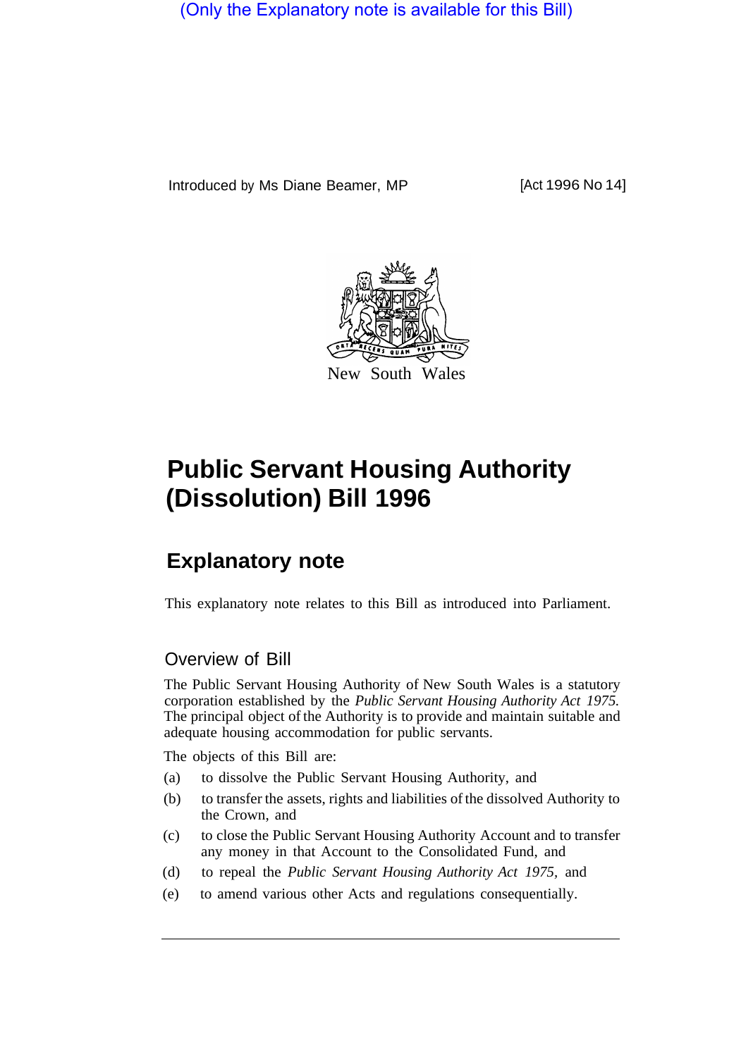(Only the Explanatory note is available for this Bill)

Introduced by Ms Diane Beamer, MP [Act 1996 No 14]

New South Wales

# Public Servant Housing Authority (Dissolution) Bill 1996

## Explanatory note

This explanatory note relates to this Bill as introduced into Parliament.

### Overview of Bill

The Public Servant Housing Authority of New South Wales is a statutory corporation established by the *Public Servant Housing Authority Act 1975.* The principal object of the Authority is to provide and maintain suitable and adequate housing accommodation for public servants.

The objects of this Bill are:

(a) to dissolve the Public Servant Housing Authority, and

(b) to transfer the assets, rights and liabilities of the dissolved Authority to the Crown, and

(c) to close the Public Servant Housing Authority Account and to transfer any money in that Account to the Consolidated Fund, and

(d) to repeal the *Public Servant Housing Authority Act 1975,* and

(e) to amend various other Acts and regulations consequentially.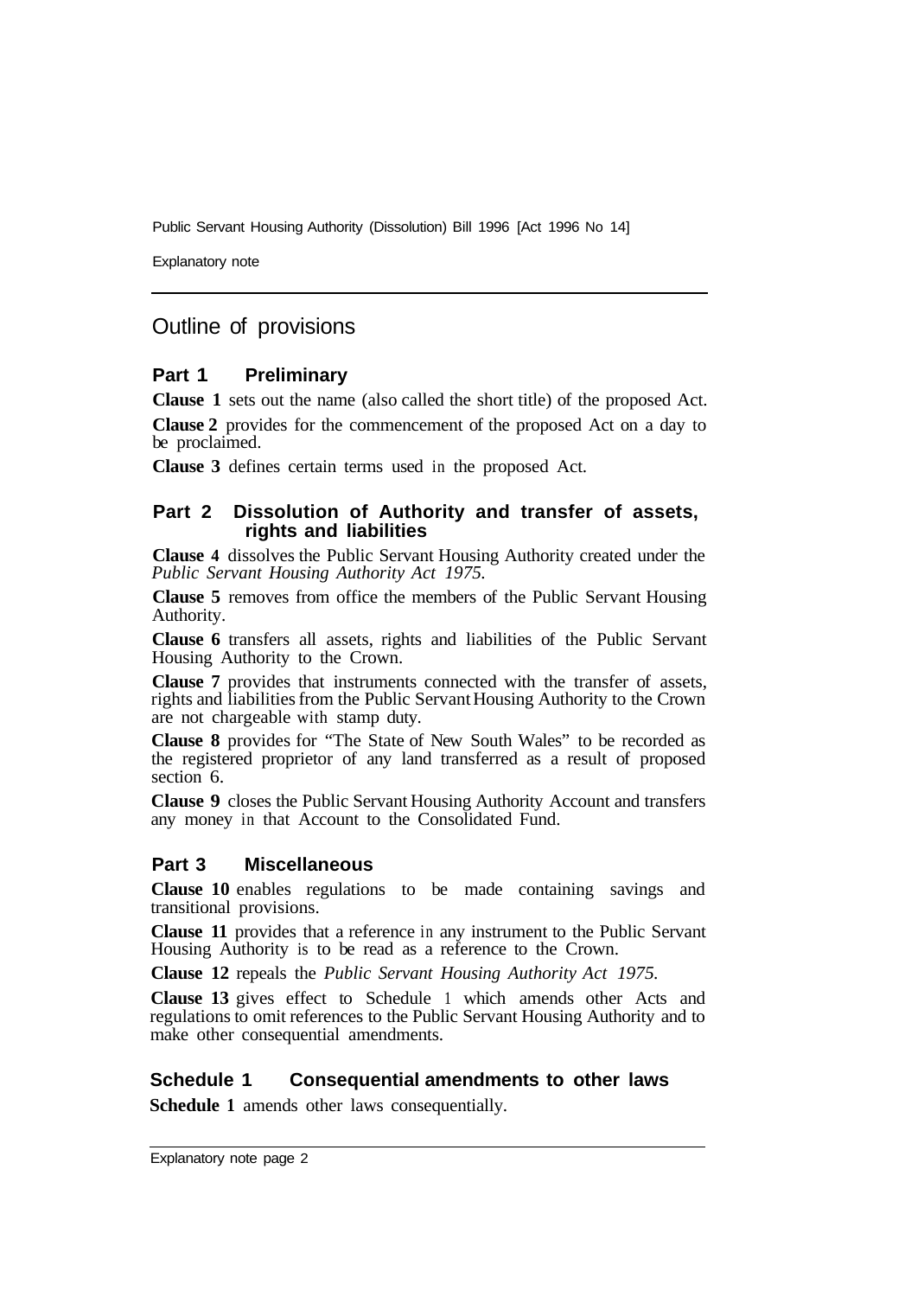## Outline of provisions

### Part 1 Preliminary

**Clause 1** sets out the name (also called the short title) of the proposed Act.

**Clause 2** provides for the commencement of the proposed Act on a day to be proclaimed.

**Clause 3** defines certain terms used in the proposed Act.

### Part 2 Dissolution of Authority and transfer of assets, rights and liabilities

**Clause 4** dissolves the Public Servant Housing Authority created under the *Public Servant Housing Authority Act 1975.*

**Clause 5** removes from office the members of the Public Servant Housing Authority.

**Clause 6** transfers all assets, rights and liabilities of the Public Servant Housing Authority to the Crown.

**Clause 7** provides that instruments connected with the transfer of assets, rights and liabilities from the Public Servant Housing Authority to the Crown are not chargeable with stamp duty.

**Clause 8** provides for "The State of New South Wales" to be recorded as the registered proprietor of any land transferred as a result of proposed section 6.

**Clause 9** closes the Public Servant Housing Authority Account and transfers any money in that Account to the Consolidated Fund.

### Part 3 Miscellaneous

**Clause 10** enables regulations to be made containing savings and transitional provisions.

**Clause 11** provides that a reference in any instrument to the Public Servant Housing Authority is to be read as a reference to the Crown.

**Clause 12** repeals the *Public Servant Housing Authority Act 1975.*

**Clause 13** gives effect to Schedule 1 which amends other Acts and regulations to omit references to the Public Servant Housing Authority and to make other consequential amendments.

### Schedule 1 Consequential amendments to other laws

**Schedule 1** amends other laws consequentially.